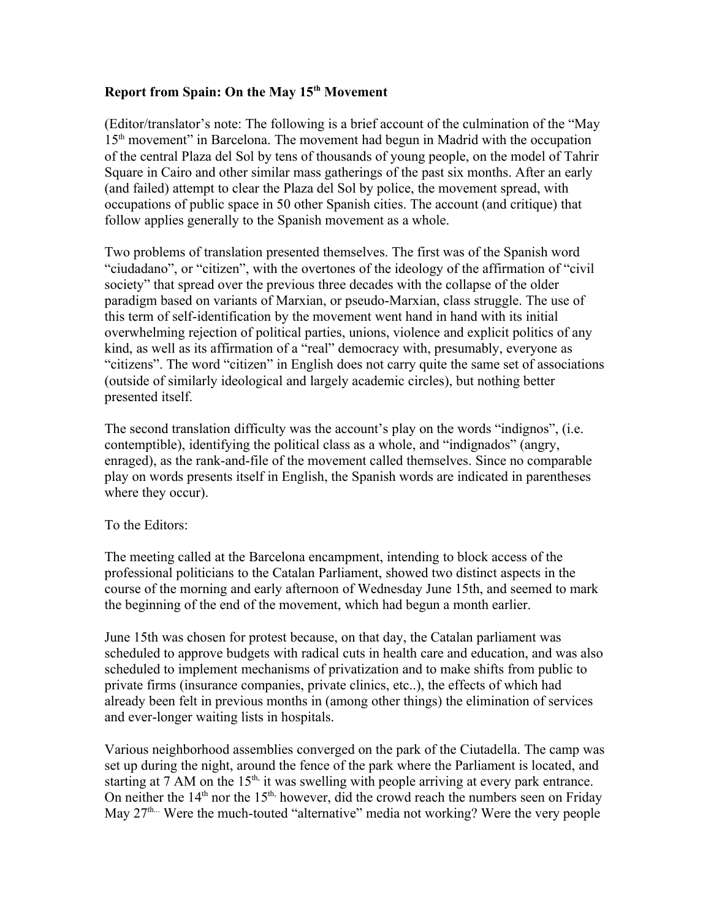**Report from Spain: On the May 15th Movement**

(Editor/translator's note: The following is a brief account of the culmination of the "May 15th movement" in Barcelona. The movement had begun in Madrid with the occupation of the central Plaza del Sol by tens of thousands of young people, on the model of Tahrir Square in Cairo and other similar mass gatherings of the past six months. After an early (and failed) attempt to clear the Plaza del Sol by police, the movement spread, with occupations of public space in 50 other Spanish cities. The account (and critique) that follow applies generally to the Spanish movement as a whole.

Two problems of translation presented themselves. The first was of the Spanish word "ciudadano", or "citizen", with the overtones of the ideology of the affirmation of "civil society" that spread over the previous three decades with the collapse of the older paradigm based on variants of Marxian, or pseudo-Marxian, class struggle. The use of this term of self-identification by the movement went hand in hand with its initial overwhelming rejection of political parties, unions, violence and explicit politics of any kind, as well as its affirmation of a "real" democracy with, presumably, everyone as "citizens". The word "citizen" in English does not carry quite the same set of associations (outside of similarly ideological and largely academic circles), but nothing better presented itself.

The second translation difficulty was the account's play on the words "indignos", (i.e. contemptible), identifying the political class as a whole, and "indignados" (angry, enraged), as the rank-and-file of the movement called themselves. Since no comparable play on words presents itself in English, the Spanish words are indicated in parentheses where they occur).

To the Editors:

The meeting called at the Barcelona encampment, intending to block access of the professional politicians to the Catalan Parliament, showed two distinct aspects in the course of the morning and early afternoon of Wednesday June 15th, and seemed to mark the beginning of the end of the movement, which had begun a month earlier.

June 15th was chosen for protest because, on that day, the Catalan parliament was scheduled to approve budgets with radical cuts in health care and education, and was also scheduled to implement mechanisms of privatization and to make shifts from public to private firms (insurance companies, private clinics, etc..), the effects of which had already been felt in previous months in (among other things) the elimination of services and ever-longer waiting lists in hospitals.

Various neighborhood assemblies converged on the park of the Ciutadella. The camp was set up during the night, around the fence of the park where the Parliament is located, and starting at 7 AM on the 15th, it was swelling with people arriving at every park entrance. On neither the 14th nor the 15th, however, did the crowd reach the numbers seen on Friday May 27th... Were the much-touted "alternative" media not working? Were the very people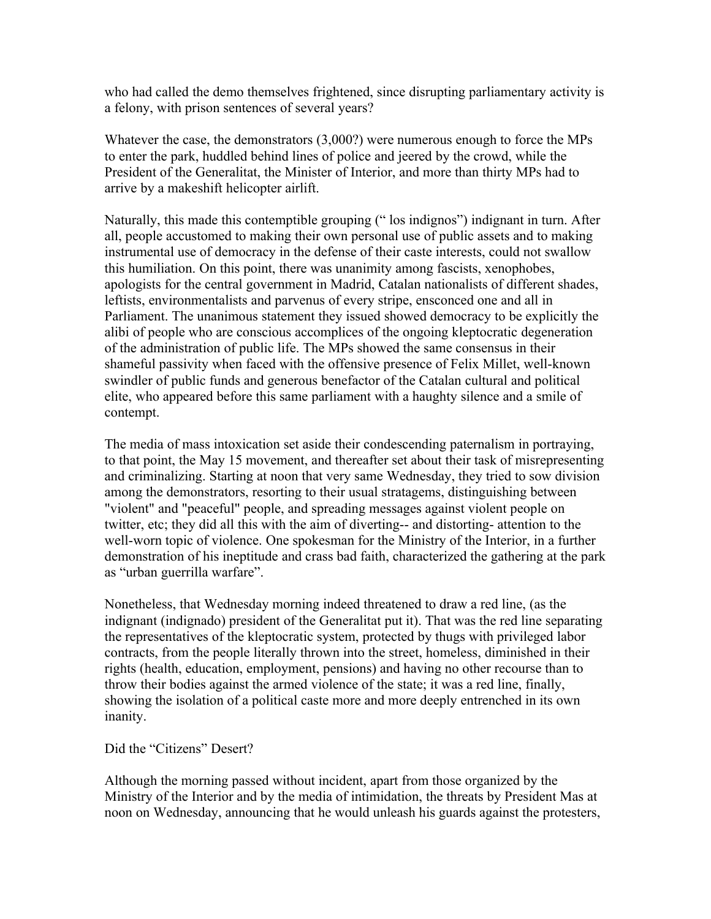who had called the demo themselves frightened, since disrupting parliamentary activity is a felony, with prison sentences of several years?

Whatever the case, the demonstrators (3,000?) were numerous enough to force the MPs to enter the park, huddled behind lines of police and jeered by the crowd, while the President of the Generalitat, the Minister of Interior, and more than thirty MPs had to arrive by a makeshift helicopter airlift.

Naturally, this made this contemptible grouping (" los indignos") indignant in turn. After all, people accustomed to making their own personal use of public assets and to making instrumental use of democracy in the defense of their caste interests, could not swallow this humiliation. On this point, there was unanimity among fascists, xenophobes, apologists for the central government in Madrid, Catalan nationalists of different shades, leftists, environmentalists and parvenus of every stripe, ensconced one and all in Parliament. The unanimous statement they issued showed democracy to be explicitly the alibi of people who are conscious accomplices of the ongoing kleptocratic degeneration of the administration of public life. The MPs showed the same consensus in their shameful passivity when faced with the offensive presence of Felix Millet, well-known swindler of public funds and generous benefactor of the Catalan cultural and political elite, who appeared before this same parliament with a haughty silence and a smile of contempt.

The media of mass intoxication set aside their condescending paternalism in portraying, to that point, the May 15 movement, and thereafter set about their task of misrepresenting and criminalizing. Starting at noon that very same Wednesday, they tried to sow division among the demonstrators, resorting to their usual stratagems, distinguishing between "violent" and "peaceful" people, and spreading messages against violent people on twitter, etc; they did all this with the aim of diverting-- and distorting- attention to the well-worn topic of violence. One spokesman for the Ministry of the Interior, in a further demonstration of his ineptitude and crass bad faith, characterized the gathering at the park as "urban guerrilla warfare".

Nonetheless, that Wednesday morning indeed threatened to draw a red line, (as the indignant (indignado) president of the Generalitat put it). That was the red line separating the representatives of the kleptocratic system, protected by thugs with privileged labor contracts, from the people literally thrown into the street, homeless, diminished in their rights (health, education, employment, pensions) and having no other recourse than to throw their bodies against the armed violence of the state; it was a red line, finally, showing the isolation of a political caste more and more deeply entrenched in its own inanity.

## Did the "Citizens" Desert?

Although the morning passed without incident, apart from those organized by the Ministry of the Interior and by the media of intimidation, the threats by President Mas at noon on Wednesday, announcing that he would unleash his guards against the protesters,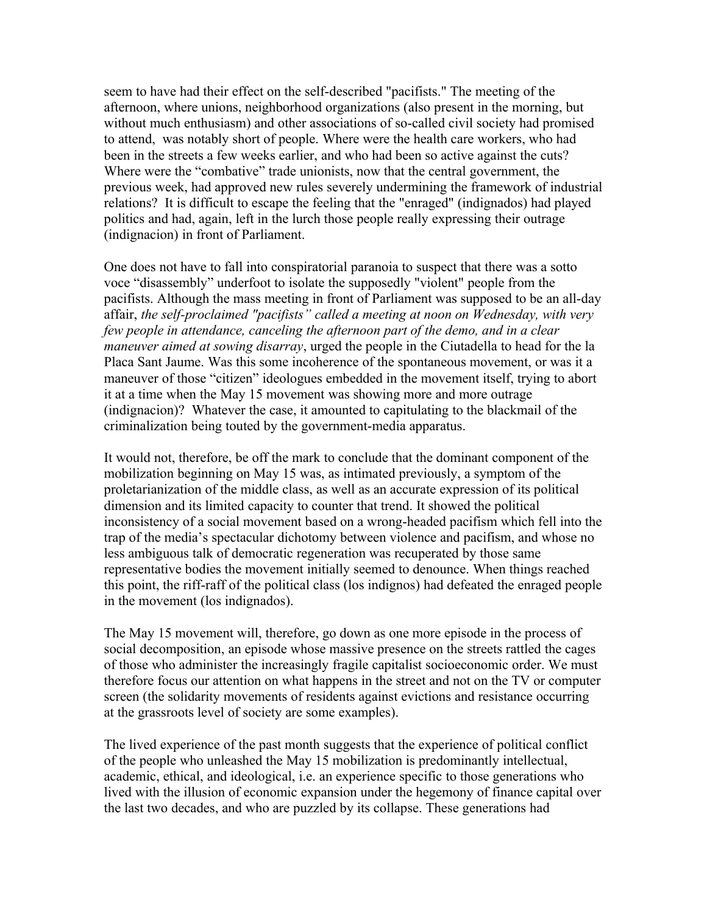seem to have had their effect on the self-described "pacifists." The meeting of the afternoon, where unions, neighborhood organizations (also present in the morning, but without much enthusiasm) and other associations of so-called civil society had promised to attend, was notably short of people. Where were the health care workers, who had been in the streets a few weeks earlier, and who had been so active against the cuts? Where were the "combative" trade unionists, now that the central government, the previous week, had approved new rules severely undermining the framework of industrial relations? It is difficult to escape the feeling that the "enraged" (indignados) had played politics and had, again, left in the lurch those people really expressing their outrage (indignacion) in front of Parliament.

One does not have to fall into conspiratorial paranoia to suspect that there was a sotto voce "disassembly" underfoot to isolate the supposedly "violent" people from the pacifists. Although the mass meeting in front of Parliament was supposed to be an all-day affair, *the self-proclaimed "pacifists" called a meeting at noon on Wednesday, with very few people in attendance, canceling the afternoon part of the demo, and in a clear maneuver aimed at sowing disarray*, urged the people in the Ciutadella to head for the la Placa Sant Jaume. Was this some incoherence of the spontaneous movement, or was it a maneuver of those "citizen" ideologues embedded in the movement itself, trying to abort it at a time when the May 15 movement was showing more and more outrage (indignacion)? Whatever the case, it amounted to capitulating to the blackmail of the criminalization being touted by the government-media apparatus.

It would not, therefore, be off the mark to conclude that the dominant component of the mobilization beginning on May 15 was, as intimated previously, a symptom of the proletarianization of the middle class, as well as an accurate expression of its political dimension and its limited capacity to counter that trend. It showed the political inconsistency of a social movement based on a wrong-headed pacifism which fell into the trap of the media's spectacular dichotomy between violence and pacifism, and whose no less ambiguous talk of democratic regeneration was recuperated by those same representative bodies the movement initially seemed to denounce. When things reached this point, the riff-raff of the political class (los indignos) had defeated the enraged people in the movement (los indignados).

The May 15 movement will, therefore, go down as one more episode in the process of social decomposition, an episode whose massive presence on the streets rattled the cages of those who administer the increasingly fragile capitalist socioeconomic order. We must therefore focus our attention on what happens in the street and not on the TV or computer screen (the solidarity movements of residents against evictions and resistance occurring at the grassroots level of society are some examples).

The lived experience of the past month suggests that the experience of political conflict of the people who unleashed the May 15 mobilization is predominantly intellectual, academic, ethical, and ideological, i.e. an experience specific to those generations who lived with the illusion of economic expansion under the hegemony of finance capital over the last two decades, and who are puzzled by its collapse. These generations had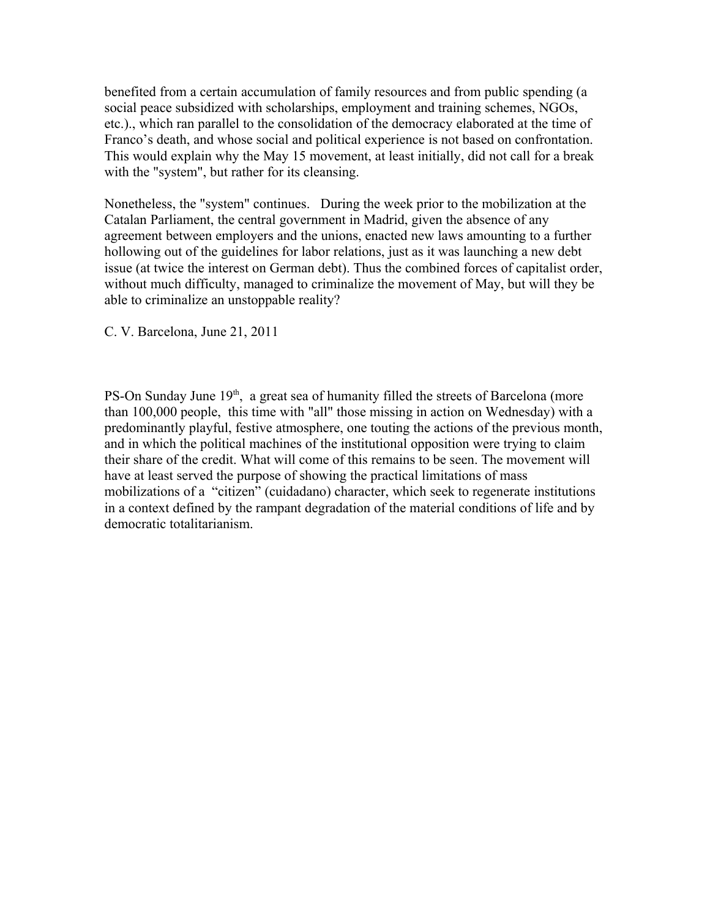benefited from a certain accumulation of family resources and from public spending (a social peace subsidized with scholarships, employment and training schemes, NGOs, etc.)., which ran parallel to the consolidation of the democracy elaborated at the time of Franco's death, and whose social and political experience is not based on confrontation. This would explain why the May 15 movement, at least initially, did not call for a break with the "system", but rather for its cleansing.

Nonetheless, the "system" continues. During the week prior to the mobilization at the Catalan Parliament, the central government in Madrid, given the absence of any agreement between employers and the unions, enacted new laws amounting to a further hollowing out of the guidelines for labor relations, just as it was launching a new debt issue (at twice the interest on German debt). Thus the combined forces of capitalist order, without much difficulty, managed to criminalize the movement of May, but will they be able to criminalize an unstoppable reality?

C. V. Barcelona, June 21, 2011

PS-On Sunday June 19th, a great sea of humanity filled the streets of Barcelona (more than 100,000 people, this time with "all" those missing in action on Wednesday) with a predominantly playful, festive atmosphere, one touting the actions of the previous month, and in which the political machines of the institutional opposition were trying to claim their share of the credit. What will come of this remains to be seen. The movement will have at least served the purpose of showing the practical limitations of mass mobilizations of a "citizen" (cuidadano) character, which seek to regenerate institutions in a context defined by the rampant degradation of the material conditions of life and by democratic totalitarianism.